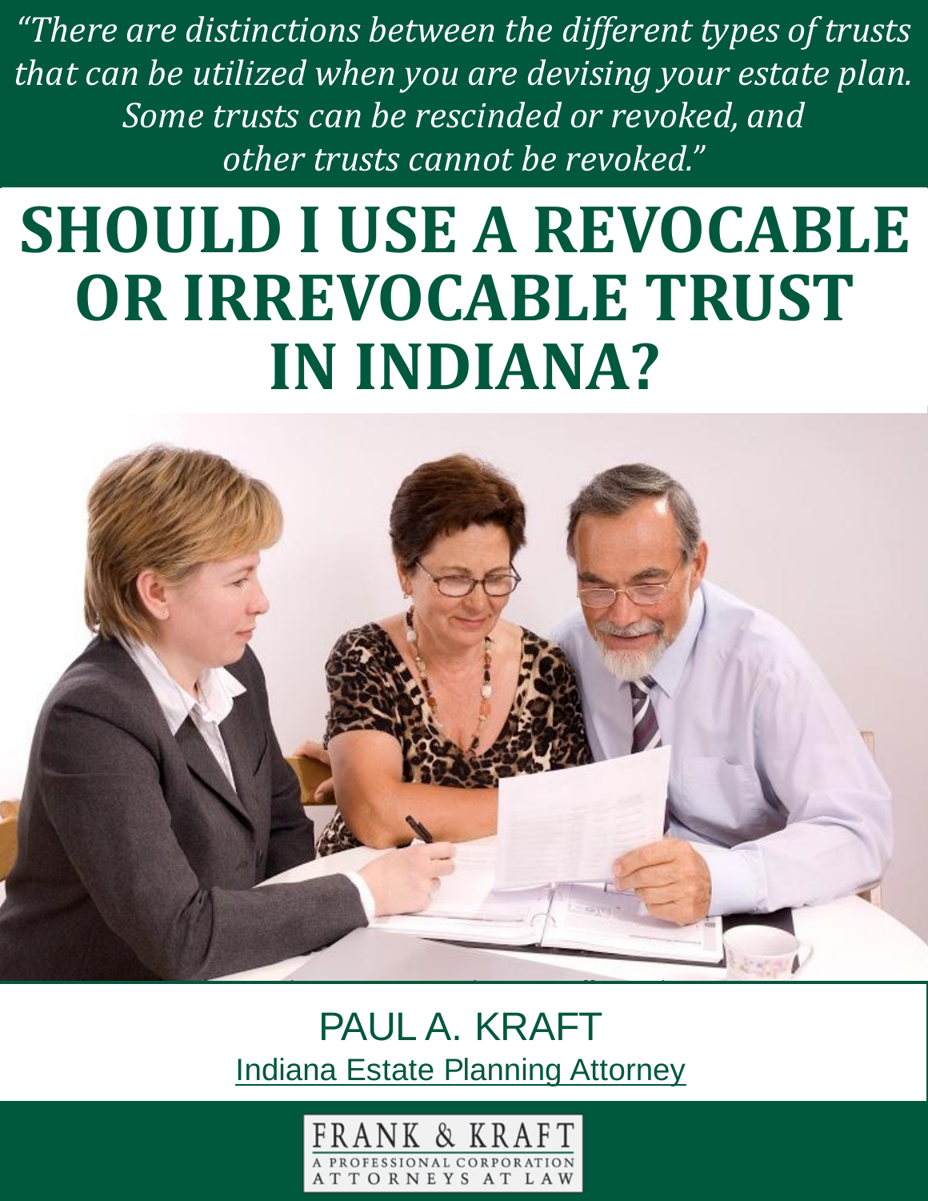*"There are distinctions between the different types of trusts that can be utilized when you are devising your estate plan. Some trusts can be rescinded or revoked, and other trusts cannot be revoked."*

# SHOULD I USE A REVOCABLE OR IRREVOCABLE TRUST IN INDIANA?

PAUL A. KRAFT

Indiana Estate Planning Attorney

FRANK & KRAFT

A PROFESSIONAL CORPORATION

ATTORNEYS AT LAW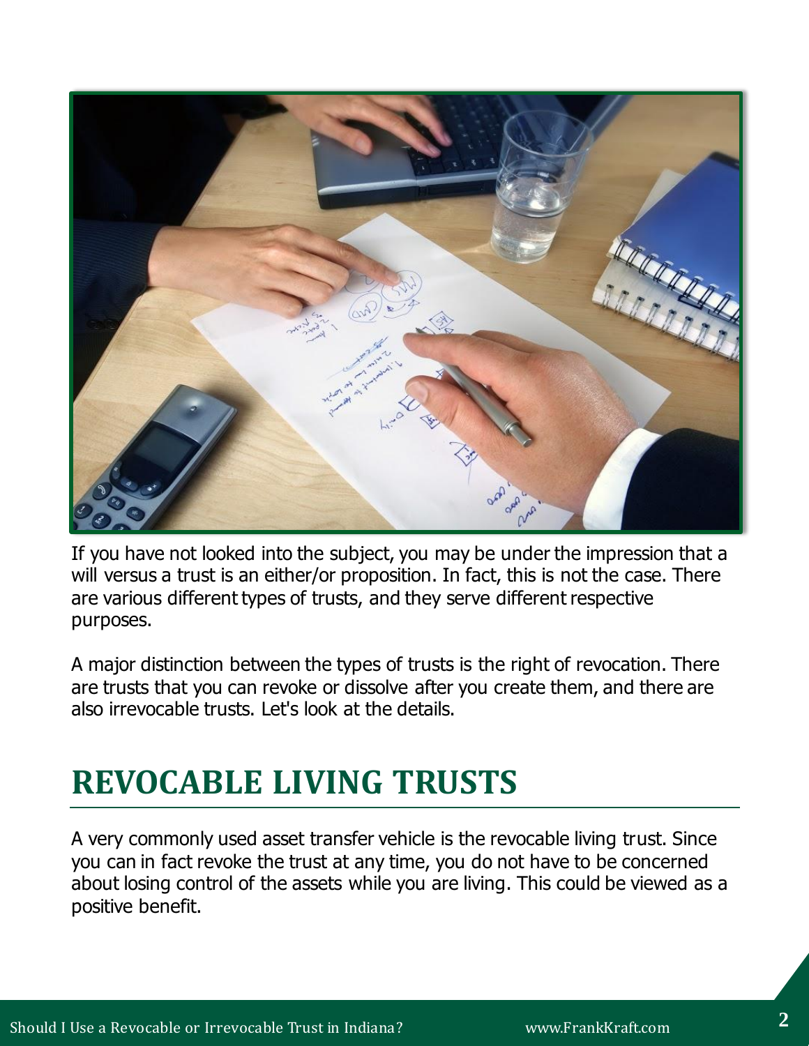If you have not looked into the subject, you may be under the impression that a will versus a trust is an either/or proposition. In fact, this is not the case. There are various different types of trusts, and they serve different respective purposes.

A major distinction between the types of trusts is the right of revocation. There are trusts that you can revoke or dissolve after you create them, and there are also irrevocable trusts. Let's look at the details.

## REVOCABLE LIVING TRUSTS

A very commonly used asset transfer vehicle is the revocable living trust. Since you can in fact revoke the trust at any time, you do not have to be concerned about losing control of the assets while you are living. This could be viewed as a positive benefit.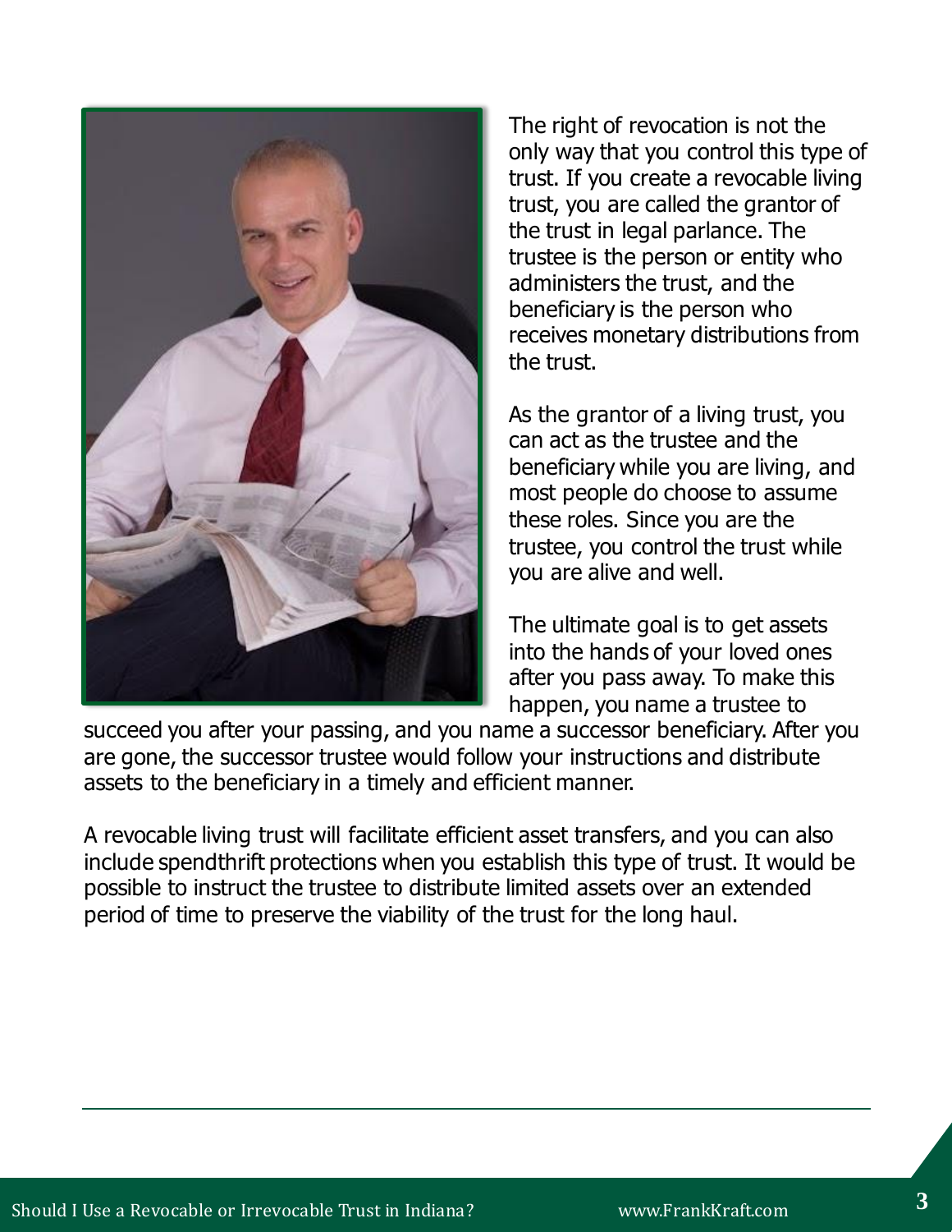The right of revocation is not the only way that you control this type of trust. If you create a revocable living trust, you are called the grantor of the trust in legal parlance. The trustee is the person or entity who administers the trust, and the beneficiary is the person who receives monetary distributions from the trust.

As the grantor of a living trust, you can act as the trustee and the beneficiary while you are living, and most people do choose to assume these roles. Since you are the trustee, you control the trust while you are alive and well.

The ultimate goal is to get assets into the hands of your loved ones after you pass away. To make this happen, you name a trustee to succeed you after your passing, and you name a successor beneficiary. After you are gone, the successor trustee would follow your instructions and distribute assets to the beneficiary in a timely and efficient manner.

A revocable living trust will facilitate efficient asset transfers, and you can also include spendthrift protections when you establish this type of trust. It would be possible to instruct the trustee to distribute limited assets over an extended period of time to preserve the viability of the trust for the long haul.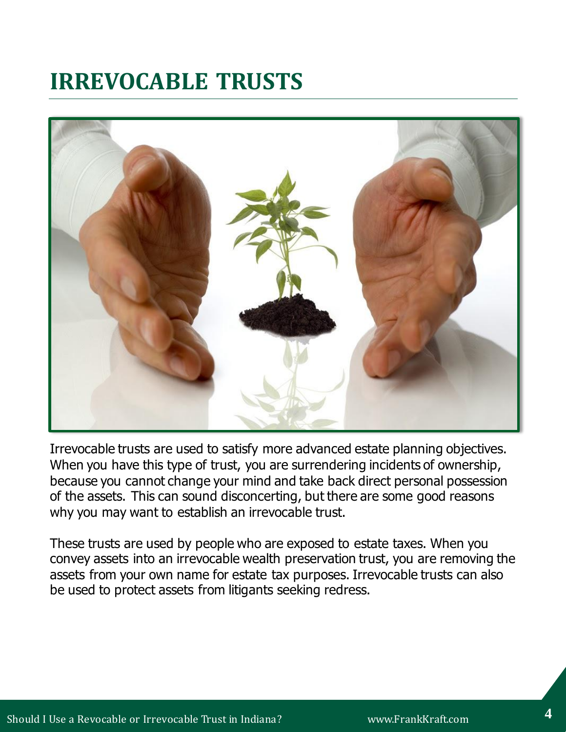# IRREVOCABLE TRUSTS

Irrevocable trusts are used to satisfy more advanced estate planning objectives. When you have this type of trust, you are surrendering incidents of ownership, because you cannot change your mind and take back direct personal possession of the assets. This can sound disconcerting, but there are some good reasons why you may want to establish an irrevocable trust.

These trusts are used by people who are exposed to estate taxes. When you convey assets into an irrevocable wealth preservation trust, you are removing the assets from your own name for estate tax purposes. Irrevocable trusts can also be used to protect assets from litigants seeking redress.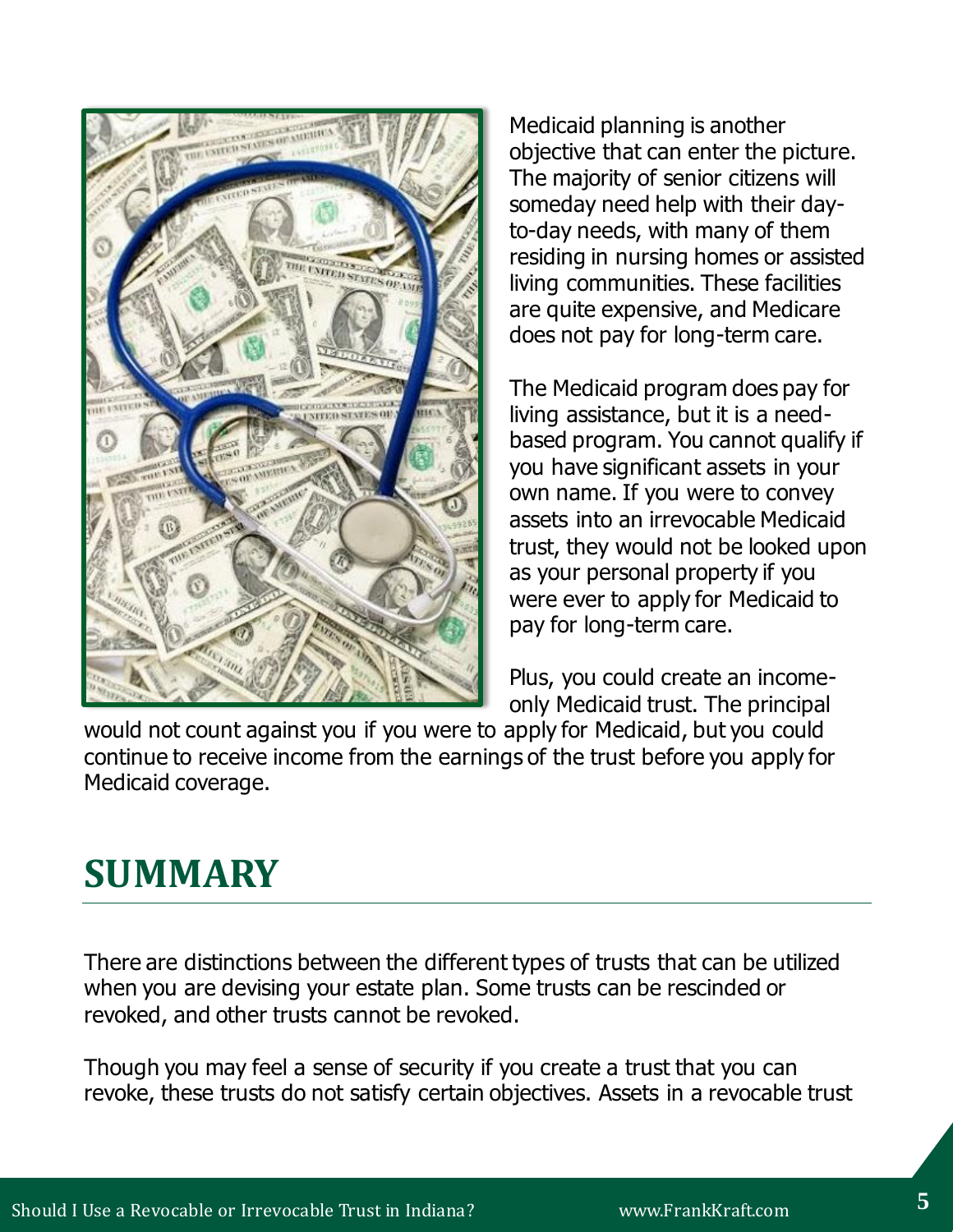Medicaid planning is another objective that can enter the picture. The majority of senior citizens will someday need help with their day-to-day needs, with many of them residing in nursing homes or assisted living communities. These facilities are quite expensive, and Medicare does not pay for long-term care.

The Medicaid program does pay for living assistance, but it is a need-based program. You cannot qualify if you have significant assets in your own name. If you were to convey assets into an irrevocable Medicaid trust, they would not be looked upon as your personal property if you were ever to apply for Medicaid to pay for long-term care.

Plus, you could create an income-only Medicaid trust. The principal would not count against you if you were to apply for Medicaid, but you could continue to receive income from the earnings of the trust before you apply for Medicaid coverage.

## SUMMARY

There are distinctions between the different types of trusts that can be utilized when you are devising your estate plan. Some trusts can be rescinded or revoked, and other trusts cannot be revoked.

Though you may feel a sense of security if you create a trust that you can revoke, these trusts do not satisfy certain objectives. Assets in a revocable trust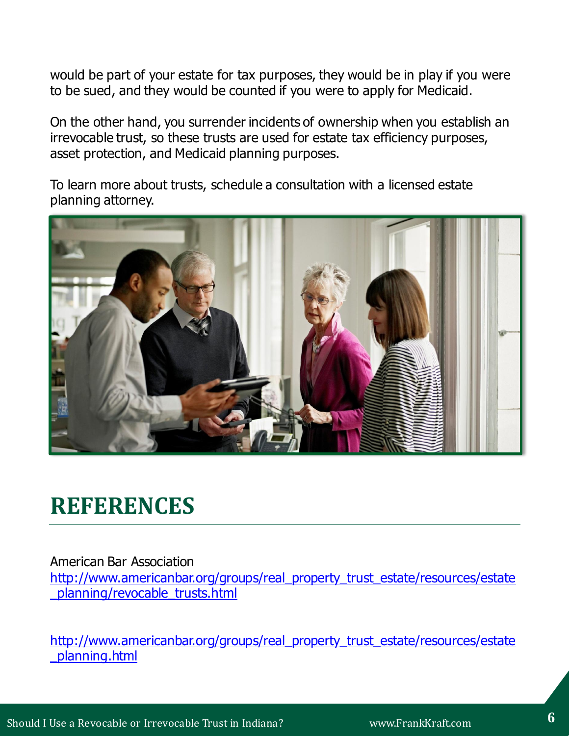would be part of your estate for tax purposes, they would be in play if you were to be sued, and they would be counted if you were to apply for Medicaid.

On the other hand, you surrender incidents of ownership when you establish an irrevocable trust, so these trusts are used for estate tax efficiency purposes, asset protection, and Medicaid planning purposes.

To learn more about trusts, schedule a consultation with a licensed estate planning attorney.

# REFERENCES

American Bar Association
http://www.americanbar.org/groups/real_property_trust_estate/resources/estate_planning/revocable_trusts.html

http://www.americanbar.org/groups/real_property_trust_estate/resources/estate_planning.html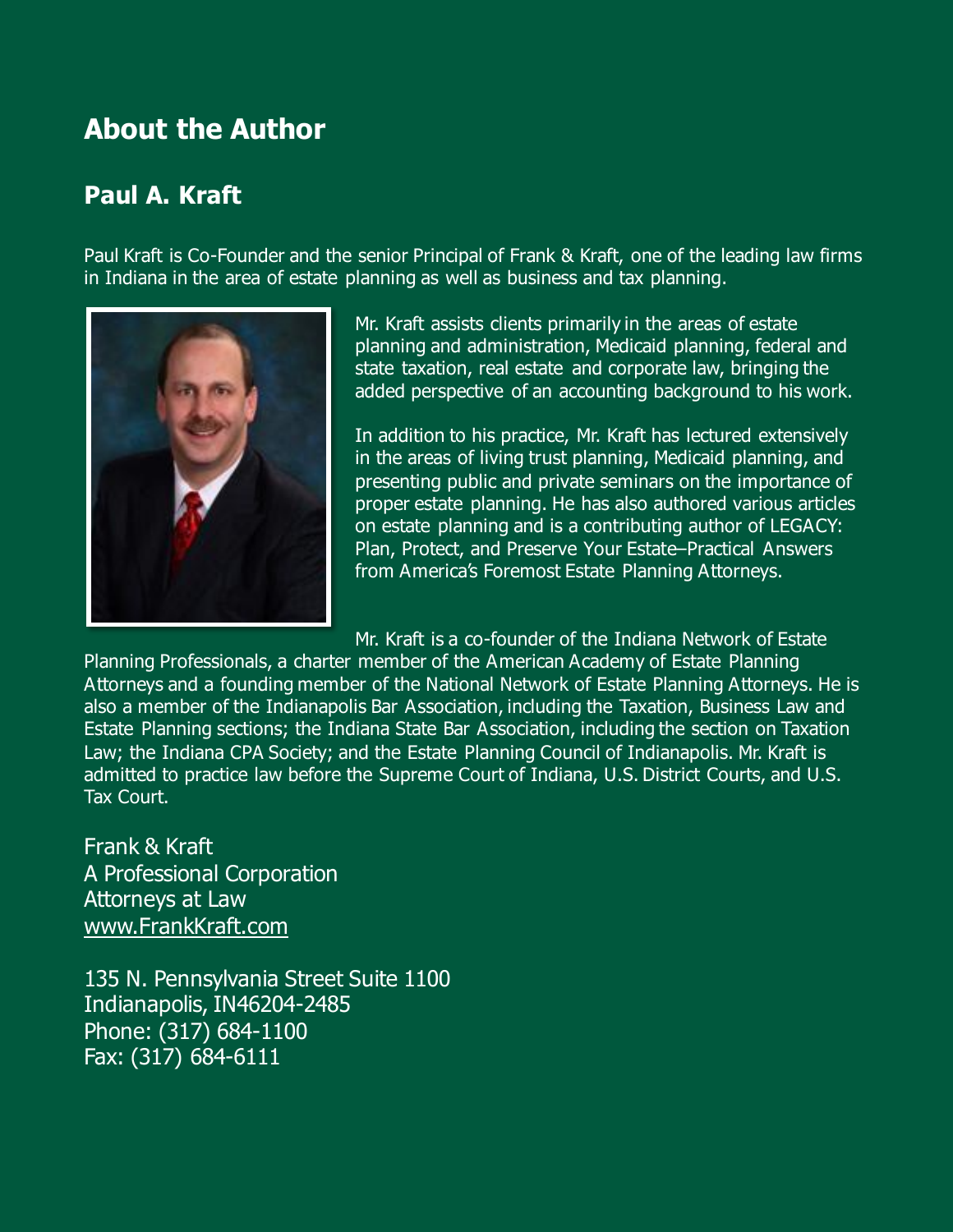# About the Author

## Paul A. Kraft

Paul Kraft is Co-Founder and the senior Principal of Frank & Kraft, one of the leading law firms in Indiana in the area of estate planning as well as business and tax planning.

Mr. Kraft assists clients primarily in the areas of estate planning and administration, Medicaid planning, federal and state taxation, real estate and corporate law, bringing the added perspective of an accounting background to his work.

In addition to his practice, Mr. Kraft has lectured extensively in the areas of living trust planning, Medicaid planning, and presenting public and private seminars on the importance of proper estate planning. He has also authored various articles on estate planning and is a contributing author of LEGACY: Plan, Protect, and Preserve Your Estate–Practical Answers from America's Foremost Estate Planning Attorneys.

Mr. Kraft is a co-founder of the Indiana Network of Estate Planning Professionals, a charter member of the American Academy of Estate Planning Attorneys and a founding member of the National Network of Estate Planning Attorneys. He is also a member of the Indianapolis Bar Association, including the Taxation, Business Law and Estate Planning sections; the Indiana State Bar Association, including the section on Taxation Law; the Indiana CPA Society; and the Estate Planning Council of Indianapolis. Mr. Kraft is admitted to practice law before the Supreme Court of Indiana, U.S. District Courts, and U.S. Tax Court.

Frank & Kraft
A Professional Corporation
Attorneys at Law
www.FrankKraft.com

135 N. Pennsylvania Street Suite 1100
Indianapolis, IN46204-2485
Phone: (317) 684-1100
Fax: (317) 684-6111